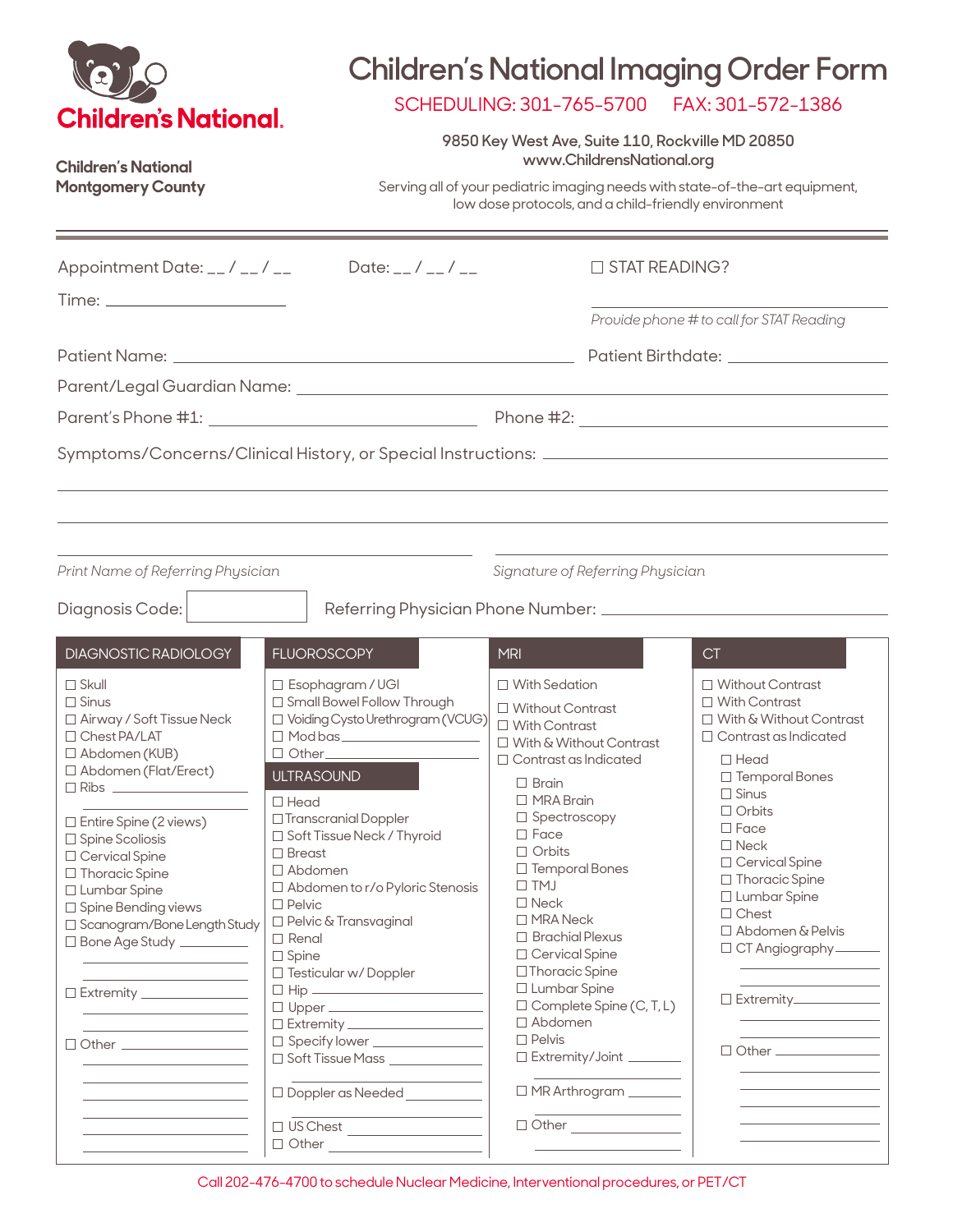**Children's National.**

**Children's National Montgomery County**

# Children's National Imaging Order Form

SCHEDULING: 301-765-5700 FAX: 301-572-1386

9850 Key West Ave, Suite 110, Rockville MD 20850
www.ChildrensNational.org

Serving all of your pediatric imaging needs with state-of-the-art equipment, low dose protocols, and a child-friendly environment

---

Appointment Date: __ / __ / __ Date: __ / __ / __ ☐ STAT READING?

Time: ____________________ ____________________

*Provide phone # to call for STAT Reading*

Patient Name: ________________________________ Patient Birthdate: ____________

Parent/Legal Guardian Name: ________________________________

Parent's Phone #1: ____________________ Phone #2: ____________________

Symptoms/Concerns/Clinical History, or Special Instructions: ________________________________

________________________________

________________________________

________________________________ ________________________________

*Print Name of Referring Physician* *Signature of Referring Physician*

Diagnosis Code: ☐ Referring Physician Phone Number: ____________________

## DIAGNOSTIC RADIOLOGY

- ☐ Skull
- ☐ Sinus
- ☐ Airway / Soft Tissue Neck
- ☐ Chest PA/LAT
- ☐ Abdomen (KUB)
- ☐ Abdomen (Flat/Erect)
- ☐ Ribs ____________
- ☐ Entire Spine (2 views)
- ☐ Spine Scoliosis
- ☐ Cervical Spine
- ☐ Thoracic Spine
- ☐ Lumbar Spine
- ☐ Spine Bending views
- ☐ Scanogram/Bone Length Study
- ☐ Bone Age Study ____________
- ☐ Extremity ____________
- ☐ Other ____________

## FLUOROSCOPY

- ☐ Esophagram / UGI
- ☐ Small Bowel Follow Through
- ☐ Voiding Cysto Urethrogram (VCUG)
- ☐ Mod bas ____________
- ☐ Other ____________

## ULTRASOUND

- ☐ Head
- ☐ Transcranial Doppler
- ☐ Soft Tissue Neck / Thyroid
- ☐ Breast
- ☐ Abdomen
- ☐ Abdomen to r/o Pyloric Stenosis
- ☐ Pelvic
- ☐ Pelvic & Transvaginal
- ☐ Renal
- ☐ Spine
- ☐ Testicular w/ Doppler
- ☐ Hip ____________
- ☐ Upper ____________
- ☐ Extremity ____________
- ☐ Specify lower ____________
- ☐ Soft Tissue Mass ____________
- ☐ Doppler as Needed ____________
- ☐ US Chest ____________
- ☐ Other ____________

## MRI

- ☐ With Sedation
- ☐ Without Contrast
- ☐ With Contrast
- ☐ With & Without Contrast
- ☐ Contrast as Indicated
  - ☐ Brain
  - ☐ MRA Brain
  - ☐ Spectroscopy
  - ☐ Face
  - ☐ Orbits
  - ☐ Temporal Bones
  - ☐ TMJ
  - ☐ Neck
  - ☐ MRA Neck
  - ☐ Brachial Plexus
  - ☐ Cervical Spine
  - ☐ Thoracic Spine
  - ☐ Lumbar Spine
  - ☐ Complete Spine (C, T, L)
  - ☐ Abdomen
  - ☐ Pelvis
  - ☐ Extremity/Joint ____________
  - ☐ MR Arthrogram ____________
  - ☐ Other ____________

## CT

- ☐ Without Contrast
- ☐ With Contrast
- ☐ With & Without Contrast
- ☐ Contrast as Indicated
  - ☐ Head
  - ☐ Temporal Bones
  - ☐ Sinus
  - ☐ Orbits
  - ☐ Face
  - ☐ Neck
  - ☐ Cervical Spine
  - ☐ Thoracic Spine
  - ☐ Lumbar Spine
  - ☐ Chest
  - ☐ Abdomen & Pelvis
  - ☐ CT Angiography ____________
  - ☐ Extremity ____________
  - ☐ Other ____________

Call 202-476-4700 to schedule Nuclear Medicine, Interventional procedures, or PET/CT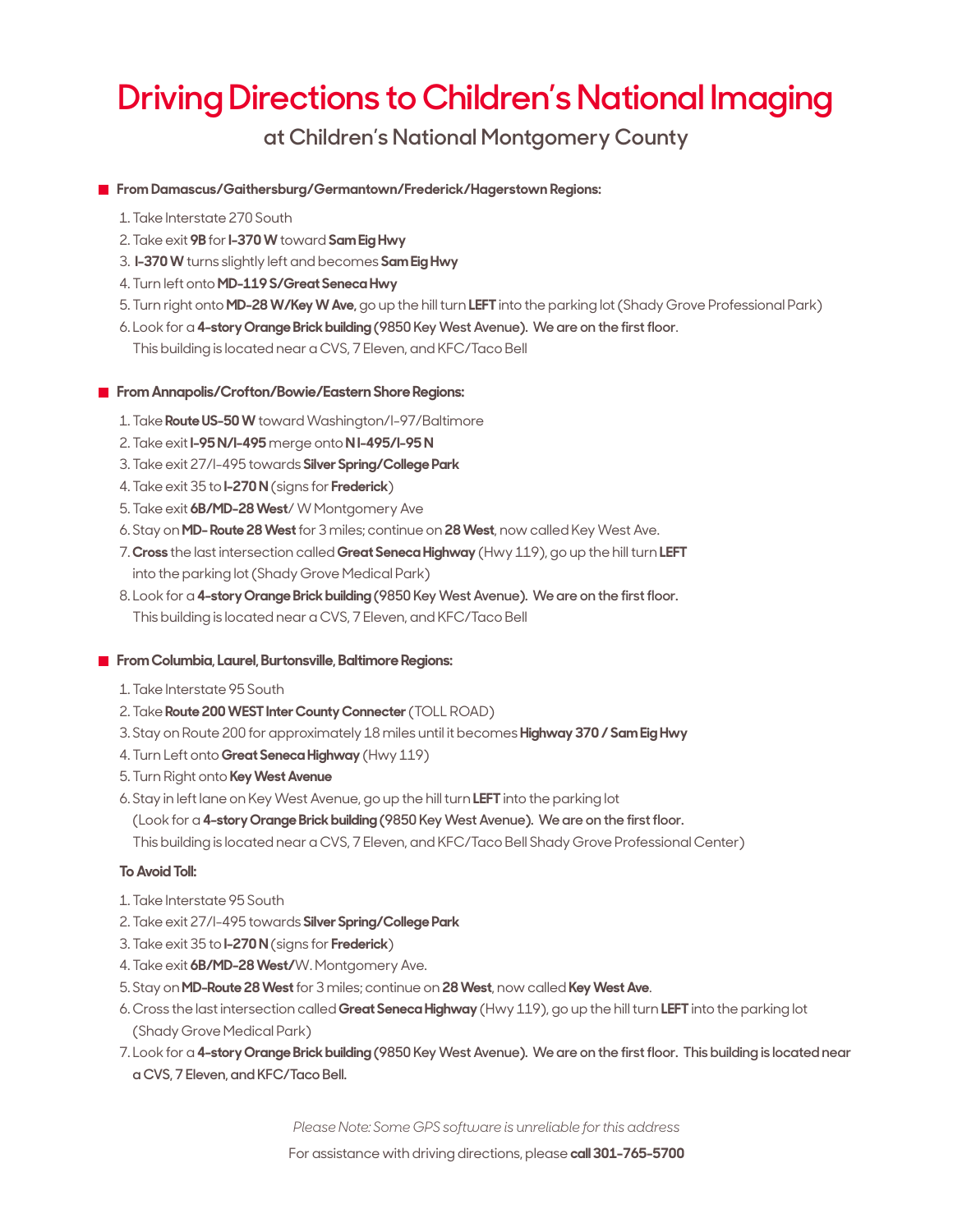# Driving Directions to Children's National Imaging

## at Children's National Montgomery County

### From Damascus/Gaithersburg/Germantown/Frederick/Hagerstown Regions:

1. Take Interstate 270 South
2. Take exit **9B** for **I-370 W** toward **Sam Eig Hwy**
3. **I-370 W** turns slightly left and becomes **Sam Eig Hwy**
4. Turn left onto **MD-119 S/Great Seneca Hwy**
5. Turn right onto **MD-28 W/Key W Ave**, go up the hill turn **LEFT** into the parking lot (Shady Grove Professional Park)
6. Look for a **4-story Orange Brick building** (9850 Key West Avenue). **We are on the first floor**.
   This building is located near a CVS, 7 Eleven, and KFC/Taco Bell

### From Annapolis/Crofton/Bowie/Eastern Shore Regions:

1. Take **Route US-50 W** toward Washington/I-97/Baltimore
2. Take exit **I-95 N/I-495** merge onto **N I-495/I-95 N**
3. Take exit 27/I-495 towards **Silver Spring/College Park**
4. Take exit 35 to **I-270 N** (signs for **Frederick**)
5. Take exit **6B/MD-28 West**/ W Montgomery Ave
6. Stay on **MD- Route 28 West** for 3 miles; continue on **28 West**, now called Key West Ave.
7. **Cross** the last intersection called **Great Seneca Highway** (Hwy 119), go up the hill turn **LEFT** into the parking lot (Shady Grove Medical Park)
8. Look for a **4-story Orange Brick building** (9850 Key West Avenue). **We are on the first floor.**
   This building is located near a CVS, 7 Eleven, and KFC/Taco Bell

### From Columbia, Laurel, Burtonsville, Baltimore Regions:

1. Take Interstate 95 South
2. Take **Route 200 WEST Inter County Connecter** (TOLL ROAD)
3. Stay on Route 200 for approximately 18 miles until it becomes **Highway 370 / Sam Eig Hwy**
4. Turn Left onto **Great Seneca Highway** (Hwy 119)
5. Turn Right onto **Key West Avenue**
6. Stay in left lane on Key West Avenue, go up the hill turn **LEFT** into the parking lot
   (Look for a **4-story Orange Brick building** (9850 Key West Avenue). **We are on the first floor.**
   This building is located near a CVS, 7 Eleven, and KFC/Taco Bell Shady Grove Professional Center)

**To Avoid Toll:**

1. Take Interstate 95 South
2. Take exit 27/I-495 towards **Silver Spring/College Park**
3. Take exit 35 to **I-270 N** (signs for **Frederick**)
4. Take exit **6B/MD-28 West/**W. Montgomery Ave.
5. Stay on **MD-Route 28 West** for 3 miles; continue on **28 West**, now called **Key West Ave**.
6. Cross the last intersection called **Great Seneca Highway** (Hwy 119), go up the hill turn **LEFT** into the parking lot (Shady Grove Medical Park)
7. Look for a **4-story Orange Brick building** (9850 Key West Avenue). **We are on the first floor. This building is located near a CVS, 7 Eleven, and KFC/Taco Bell.**

*Please Note: Some GPS software is unreliable for this address*

For assistance with driving directions, please **call 301-765-5700**